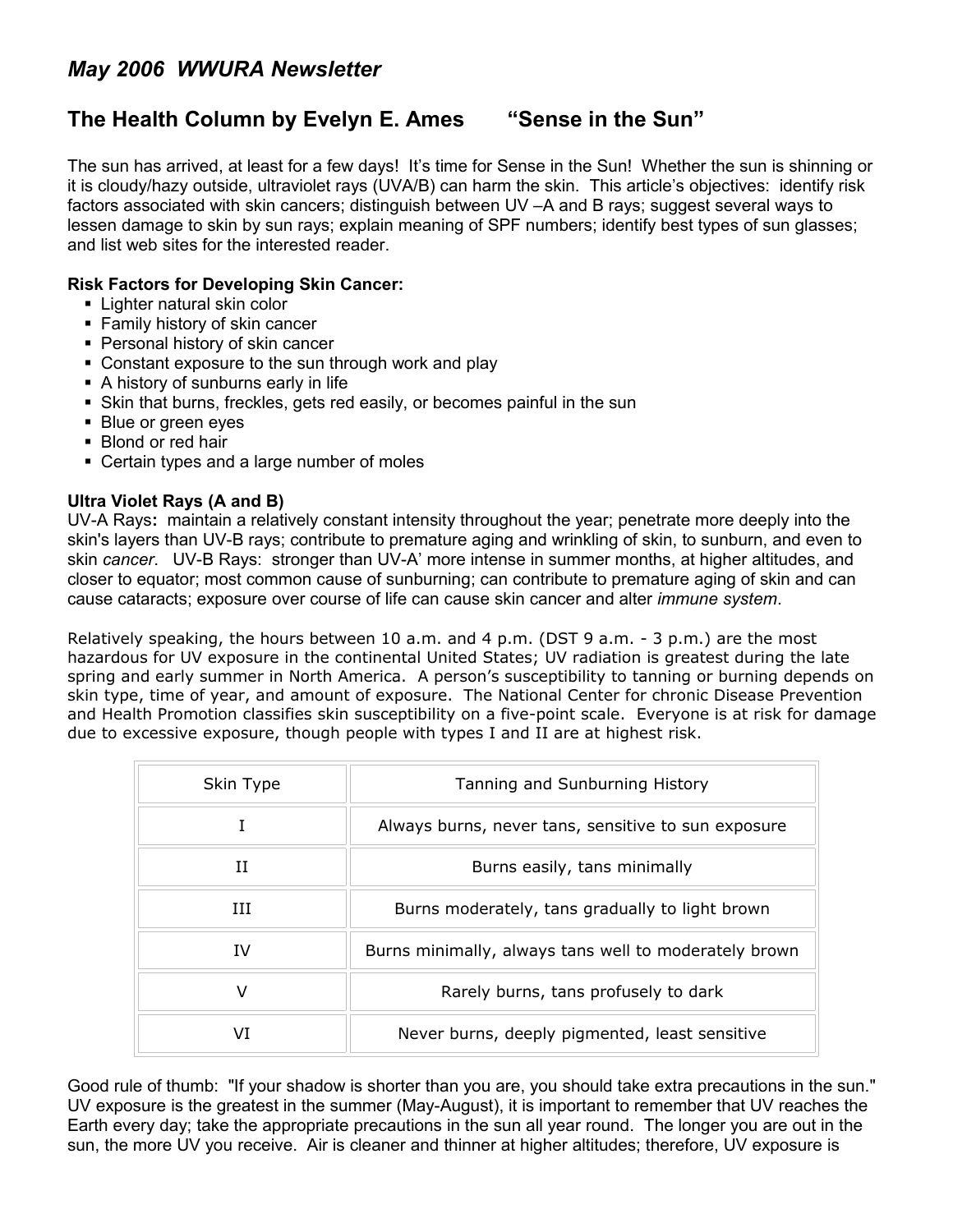# *May 2006 WWURA Newsletter*

## The Health Column by Evelyn E. Ames "Sense in the Sun"

The sun has arrived, at least for a few days! It's time for Sense in the Sun! Whether the sun is shinning or it is cloudy/hazy outside, ultraviolet rays (UVA/B) can harm the skin. This article's objectives: identify risk factors associated with skin cancers; distinguish between UV –A and B rays; suggest several ways to lessen damage to skin by sun rays; explain meaning of SPF numbers; identify best types of sun glasses; and list web sites for the interested reader.

**Risk Factors for Developing Skin Cancer:**

- Lighter natural skin color
- Family history of skin cancer
- Personal history of skin cancer
- Constant exposure to the sun through work and play
- A history of sunburns early in life
- Skin that burns, freckles, gets red easily, or becomes painful in the sun
- Blue or green eyes
- Blond or red hair
- Certain types and a large number of moles

**Ultra Violet Rays (A and B)**
UV-A Rays**:** maintain a relatively constant intensity throughout the year; penetrate more deeply into the skin's layers than UV-B rays; contribute to premature aging and wrinkling of skin, to sunburn, and even to skin *cancer*. UV-B Rays: stronger than UV-A' more intense in summer months, at higher altitudes, and closer to equator; most common cause of sunburning; can contribute to premature aging of skin and can cause cataracts; exposure over course of life can cause skin cancer and alter *immune system*.

Relatively speaking, the hours between 10 a.m. and 4 p.m. (DST 9 a.m. - 3 p.m.) are the most hazardous for UV exposure in the continental United States; UV radiation is greatest during the late spring and early summer in North America. A person's susceptibility to tanning or burning depends on skin type, time of year, and amount of exposure. The National Center for chronic Disease Prevention and Health Promotion classifies skin susceptibility on a five-point scale. Everyone is at risk for damage due to excessive exposure, though people with types I and II are at highest risk.

| Skin Type | Tanning and Sunburning History |
|---|---|
| I | Always burns, never tans, sensitive to sun exposure |
| II | Burns easily, tans minimally |
| III | Burns moderately, tans gradually to light brown |
| IV | Burns minimally, always tans well to moderately brown |
| V | Rarely burns, tans profusely to dark |
| VI | Never burns, deeply pigmented, least sensitive |

Good rule of thumb: "If your shadow is shorter than you are, you should take extra precautions in the sun." UV exposure is the greatest in the summer (May-August), it is important to remember that UV reaches the Earth every day; take the appropriate precautions in the sun all year round. The longer you are out in the sun, the more UV you receive. Air is cleaner and thinner at higher altitudes; therefore, UV exposure is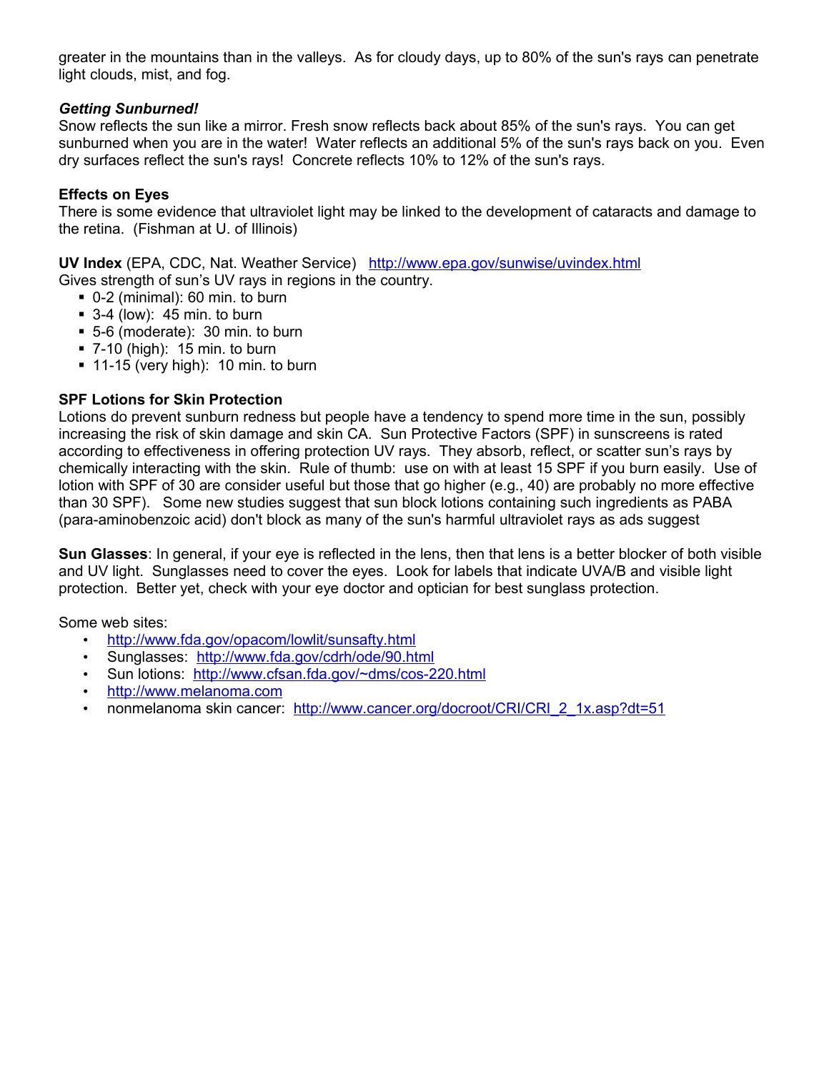greater in the mountains than in the valleys. As for cloudy days, up to 80% of the sun's rays can penetrate light clouds, mist, and fog.

***Getting Sunburned!***

Snow reflects the sun like a mirror. Fresh snow reflects back about 85% of the sun's rays. You can get sunburned when you are in the water! Water reflects an additional 5% of the sun's rays back on you. Even dry surfaces reflect the sun's rays! Concrete reflects 10% to 12% of the sun's rays.

**Effects on Eyes**

There is some evidence that ultraviolet light may be linked to the development of cataracts and damage to the retina. (Fishman at U. of Illinois)

**UV Index** (EPA, CDC, Nat. Weather Service) http://www.epa.gov/sunwise/uvindex.html

Gives strength of sun's UV rays in regions in the country.

- 0-2 (minimal): 60 min. to burn
- 3-4 (low): 45 min. to burn
- 5-6 (moderate): 30 min. to burn
- 7-10 (high): 15 min. to burn
- 11-15 (very high): 10 min. to burn

**SPF Lotions for Skin Protection**

Lotions do prevent sunburn redness but people have a tendency to spend more time in the sun, possibly increasing the risk of skin damage and skin CA. Sun Protective Factors (SPF) in sunscreens is rated according to effectiveness in offering protection UV rays. They absorb, reflect, or scatter sun's rays by chemically interacting with the skin. Rule of thumb: use on with at least 15 SPF if you burn easily. Use of lotion with SPF of 30 are consider useful but those that go higher (e.g., 40) are probably no more effective than 30 SPF). Some new studies suggest that sun block lotions containing such ingredients as PABA (para-aminobenzoic acid) don't block as many of the sun's harmful ultraviolet rays as ads suggest

**Sun Glasses**: In general, if your eye is reflected in the lens, then that lens is a better blocker of both visible and UV light. Sunglasses need to cover the eyes. Look for labels that indicate UVA/B and visible light protection. Better yet, check with your eye doctor and optician for best sunglass protection.

Some web sites:

- http://www.fda.gov/opacom/lowlit/sunsafty.html
- Sunglasses: http://www.fda.gov/cdrh/ode/90.html
- Sun lotions: http://www.cfsan.fda.gov/~dms/cos-220.html
- http://www.melanoma.com
- nonmelanoma skin cancer: http://www.cancer.org/docroot/CRI/CRI_2_1x.asp?dt=51